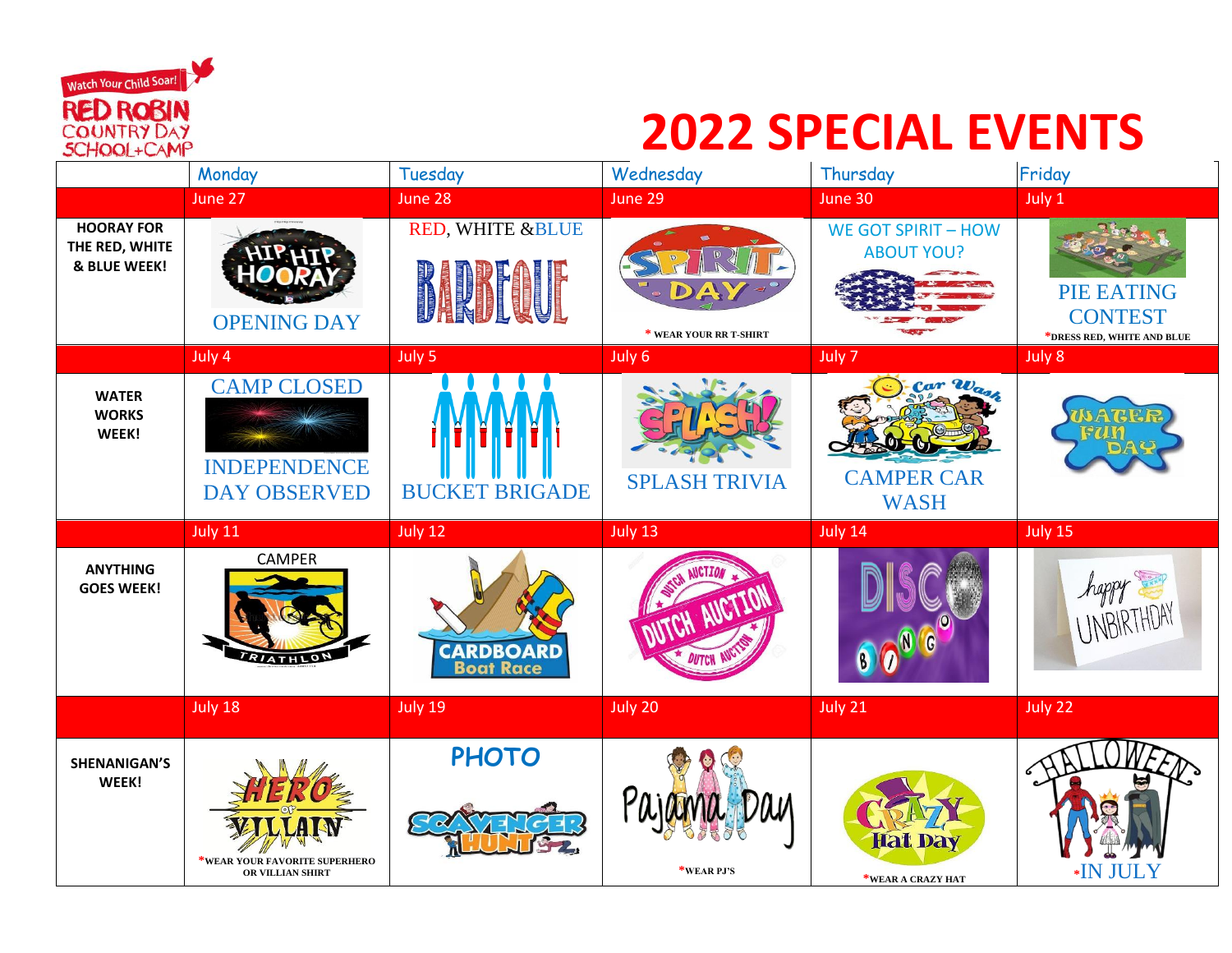Watch Your Child Soar!
RED ROBIN COUNTRY DAY SCHOOL+CAMP

# 2022 SPECIAL EVENTS

| | Monday | Tuesday | Wednesday | Thursday | Friday |
|---|---|---|---|---|---|
| | June 27 | June 28 | June 29 | June 30 | July 1 |
| **HOORAY FOR THE RED, WHITE & BLUE WEEK!** | HIP HIP HOORAY OPENING DAY | RED, WHITE &BLUE BARBEQUE | SPIRIT DAY * WEAR YOUR RR T-SHIRT | WE GOT SPIRIT – HOW ABOUT YOU? | PIE EATING CONTEST *DRESS RED, WHITE AND BLUE |
| | July 4 | July 5 | July 6 | July 7 | July 8 |
| **WATER WORKS WEEK!** | CAMP CLOSED INDEPENDENCE DAY OBSERVED | BUCKET BRIGADE | SPLASH! SPLASH TRIVIA | Car Wash CAMPER CAR WASH | WATER FUN DAY |
| | July 11 | July 12 | July 13 | July 14 | July 15 |
| **ANYTHING GOES WEEK!** | CAMPER TRIATHLON | CARDBOARD Boat Race | DUTCH AUCTION | DISCO BINGO | happy UNBIRTHDAY |
| | July 18 | July 19 | July 20 | July 21 | July 22 |
| **SHENANIGAN'S WEEK!** | HERO or VILLAIN *WEAR YOUR FAVORITE SUPERHERO OR VILLIAN SHIRT | PHOTO SCAVENGER HUNT | Pajama Day *WEAR PJ'S | CRAZY Hat Day *WEAR A CRAZY HAT | HALLOWEEN *IN JULY |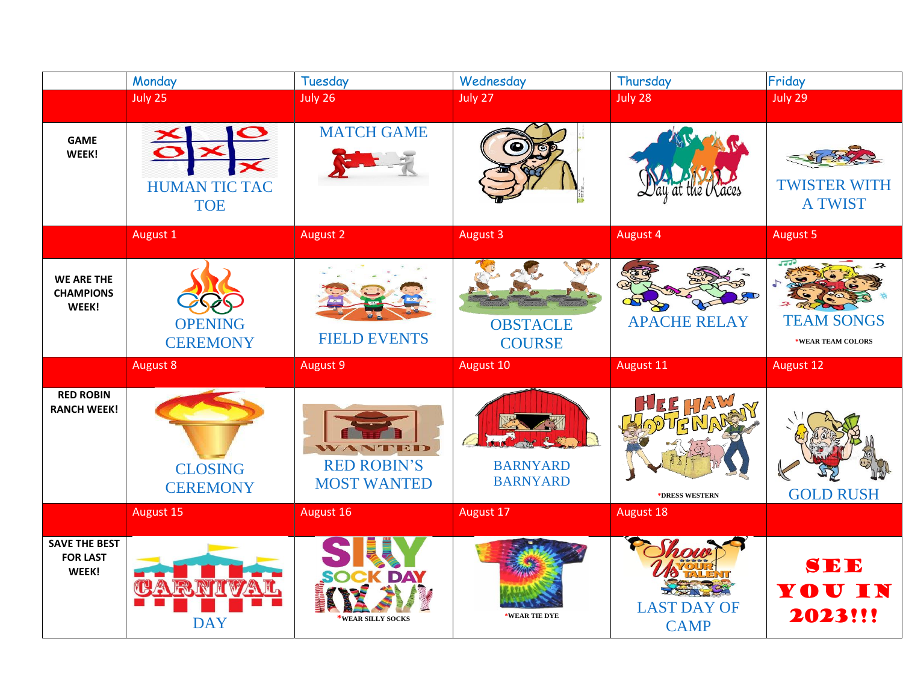| | Monday | Tuesday | Wednesday | Thursday | Friday |
|---|---|---|---|---|---|
| | July 25 | July 26 | July 27 | July 28 | July 29 |
| GAME WEEK! | HUMAN TIC TAC TOE | MATCH GAME | | Day at the Races | TWISTER WITH A TWIST |
| | August 1 | August 2 | August 3 | August 4 | August 5 |
| WE ARE THE CHAMPIONS WEEK! | OPENING CEREMONY | FIELD EVENTS | OBSTACLE COURSE | APACHE RELAY | TEAM SONGS *WEAR TEAM COLORS |
| | August 8 | August 9 | August 10 | August 11 | August 12 |
| RED ROBIN RANCH WEEK! | CLOSING CEREMONY | WANTED RED ROBIN'S MOST WANTED | BARNYARD BARNYARD | HEE HAW HOOTENANNY *DRESS WESTERN | GOLD RUSH |
| | August 15 | August 16 | August 17 | August 18 | |
| SAVE THE BEST FOR LAST WEEK! | CARNIVAL DAY | SILLY SOCK DAY *WEAR SILLY SOCKS | *WEAR TIE DYE | Show Us YOUR TALENT LAST DAY OF CAMP | SEE YOU IN 2023!!! |